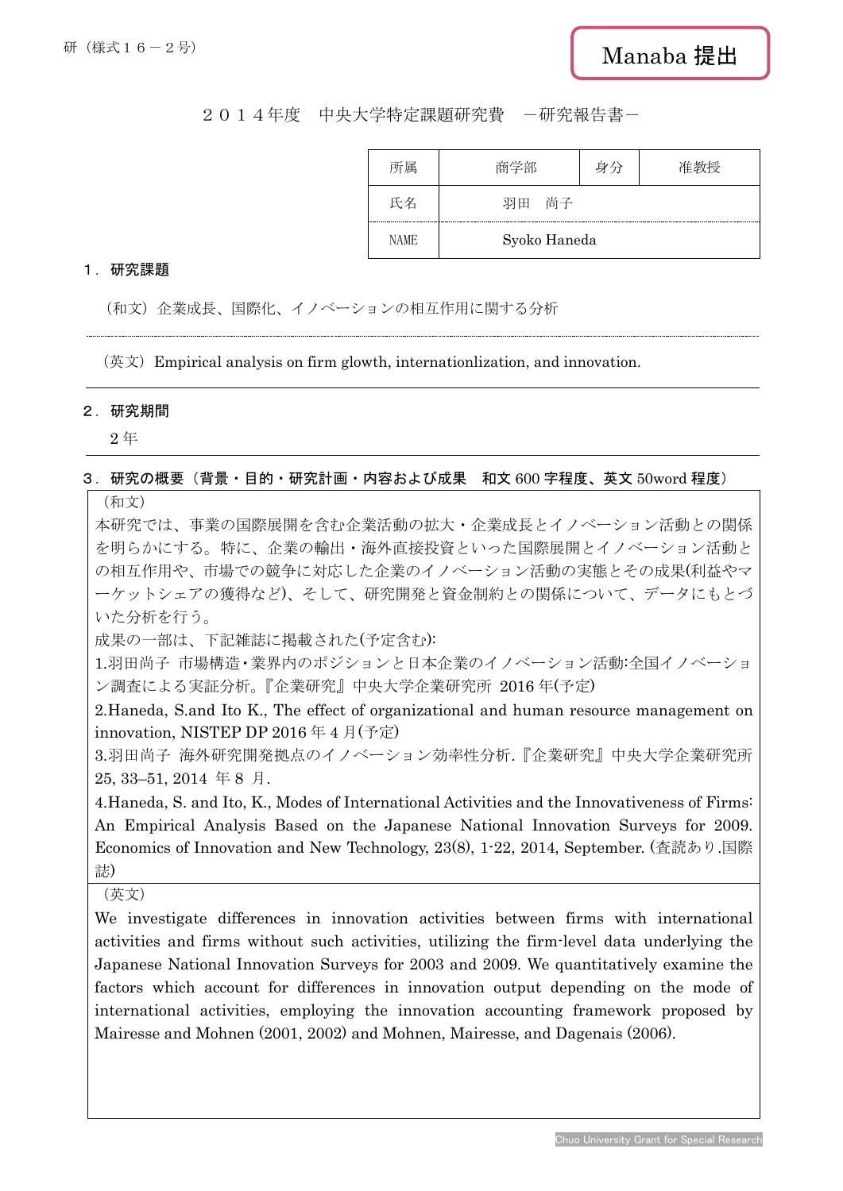研（様式１６－２号）

Manaba 提出

２０１４年度　中央大学特定課題研究費　－研究報告書－

| 所属 | 商学部 | 身分 | 准教授 |
|---|---|---|---|
| 氏名 | 羽田　尚子 | | |
| NAME | Syoko Haneda | | |

## １．研究課題

（和文）企業成長、国際化、イノベーションの相互作用に関する分析

（英文）Empirical analysis on firm glowth, internationlization, and innovation.

## ２．研究期間

２年

## ３．研究の概要（背景・目的・研究計画・内容および成果　和文 600 字程度、英文 50word 程度）

（和文）

本研究では、事業の国際展開を含む企業活動の拡大・企業成長とイノベーション活動との関係を明らかにする。特に、企業の輸出・海外直接投資といった国際展開とイノベーション活動との相互作用や、市場での競争に対応した企業のイノベーション活動の実態とその成果(利益やマーケットシェアの獲得など)、そして、研究開発と資金制約との関係について、データにもとづいた分析を行う。

成果の一部は、下記雑誌に掲載された(予定含む):

1.羽田尚子 市場構造・業界内のポジションと日本企業のイノベーション活動:全国イノベーション調査による実証分析。『企業研究』中央大学企業研究所 2016 年(予定)

2.Haneda, S.and Ito K., The effect of organizational and human resource management on innovation, NISTEP DP 2016 年 4 月(予定)

3.羽田尚子 海外研究開発拠点のイノベーション効率性分析.『企業研究』中央大学企業研究所 25, 33–51, 2014 年 8 月.

4.Haneda, S. and Ito, K., Modes of International Activities and the Innovativeness of Firms: An Empirical Analysis Based on the Japanese National Innovation Surveys for 2009. Economics of Innovation and New Technology, 23(8), 1-22, 2014, September. (査読あり.国際誌)

（英文）

We investigate differences in innovation activities between firms with international activities and firms without such activities, utilizing the firm-level data underlying the Japanese National Innovation Surveys for 2003 and 2009. We quantitatively examine the factors which account for differences in innovation output depending on the mode of international activities, employing the innovation accounting framework proposed by Mairesse and Mohnen (2001, 2002) and Mohnen, Mairesse, and Dagenais (2006).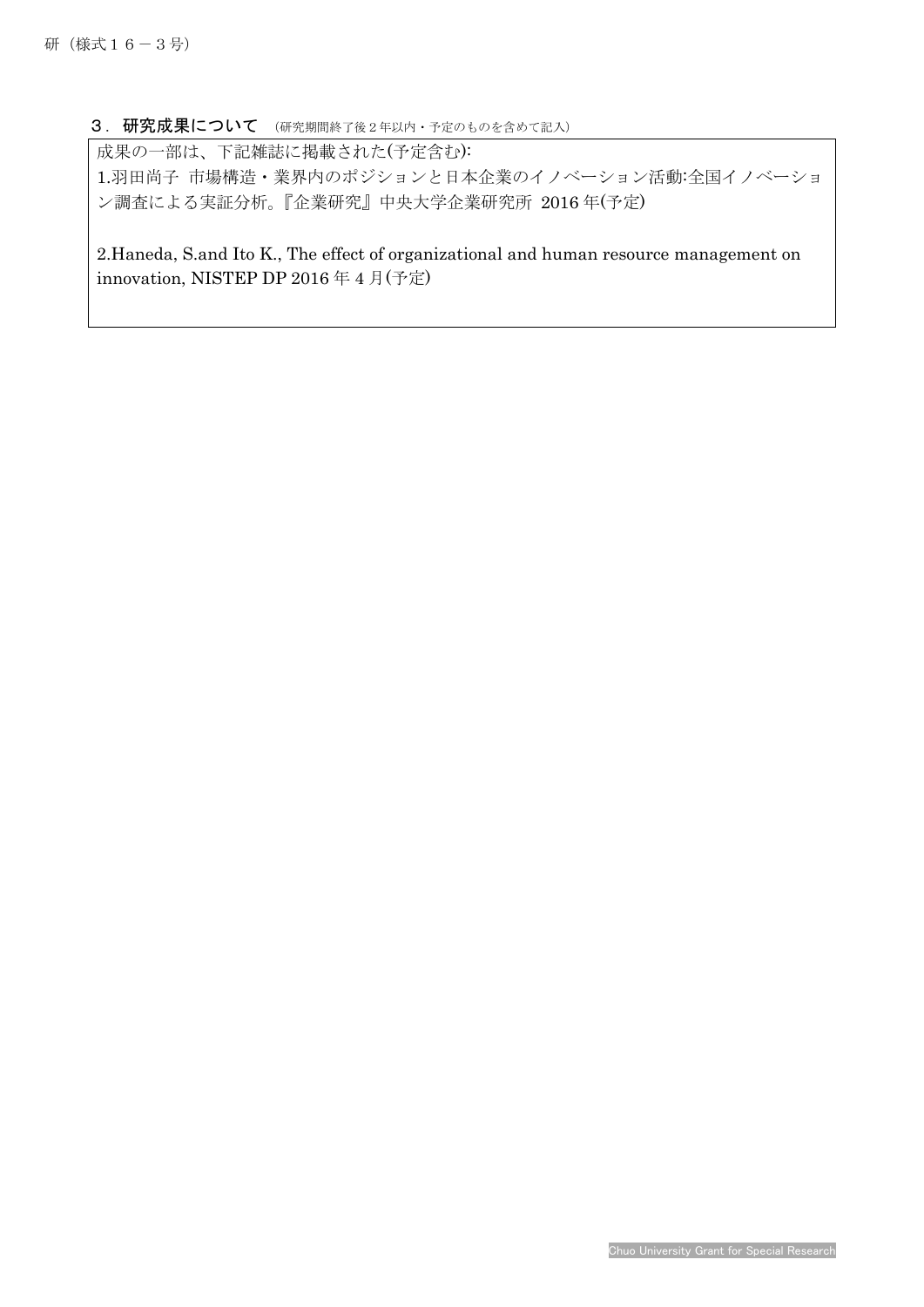研（様式１６－３号）

**３．研究成果について**　（研究期間終了後２年以内・予定のものを含めて記入）

成果の一部は、下記雑誌に掲載された(予定含む):

1.羽田尚子 市場構造・業界内のポジションと日本企業のイノベーション活動:全国イノベーション調査による実証分析。『企業研究』中央大学企業研究所 2016 年(予定)

2.Haneda, S.and Ito K., The effect of organizational and human resource management on innovation, NISTEP DP 2016 年 4 月(予定)

Chuo University Grant for Special Research